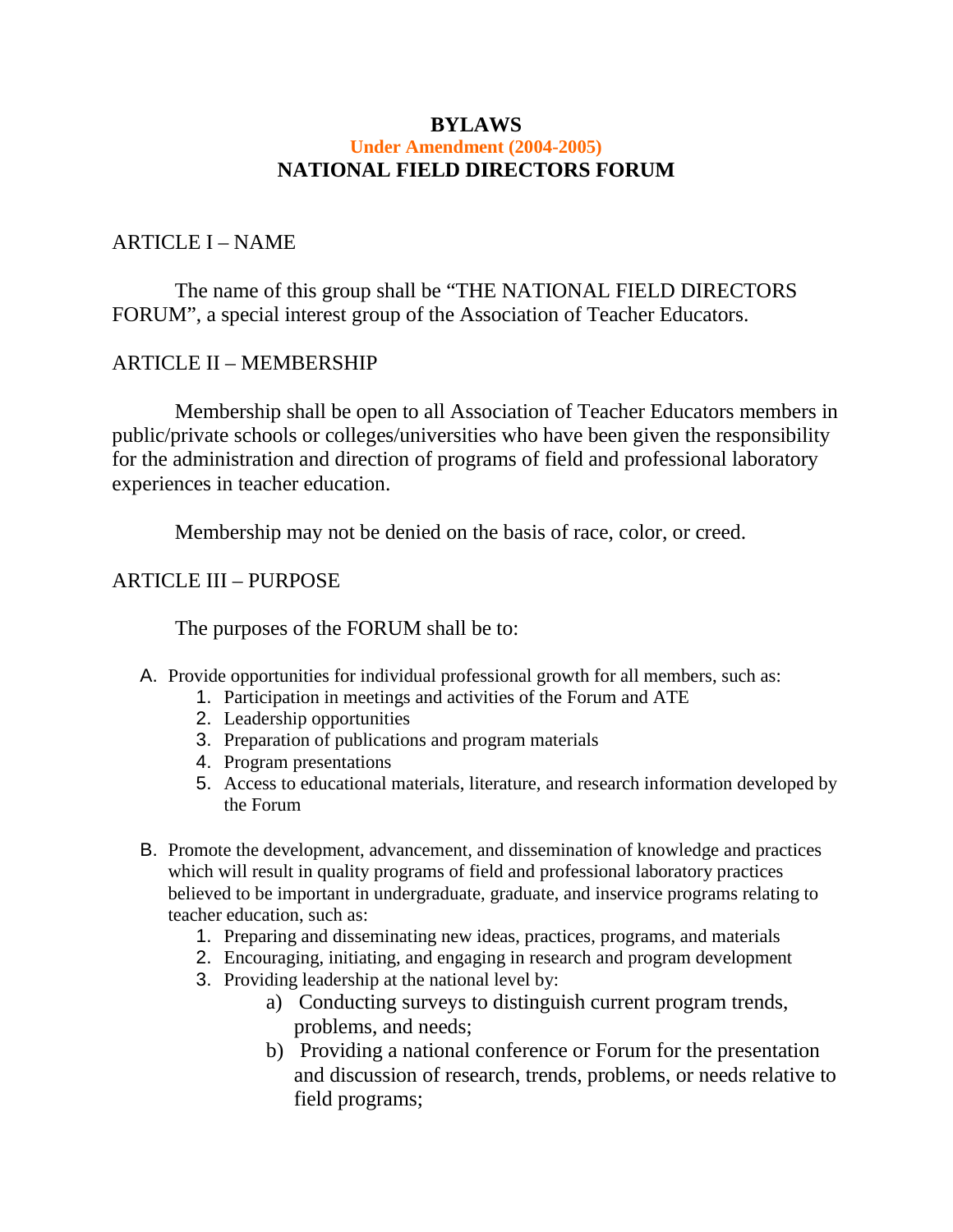# BYLAWS

**Under Amendment (2004-2005)**

# NATIONAL FIELD DIRECTORS FORUM

## ARTICLE I – NAME

The name of this group shall be "THE NATIONAL FIELD DIRECTORS FORUM", a special interest group of the Association of Teacher Educators.

## ARTICLE II – MEMBERSHIP

Membership shall be open to all Association of Teacher Educators members in public/private schools or colleges/universities who have been given the responsibility for the administration and direction of programs of field and professional laboratory experiences in teacher education.

Membership may not be denied on the basis of race, color, or creed.

## ARTICLE III – PURPOSE

The purposes of the FORUM shall be to:

A. Provide opportunities for individual professional growth for all members, such as:
   1. Participation in meetings and activities of the Forum and ATE
   2. Leadership opportunities
   3. Preparation of publications and program materials
   4. Program presentations
   5. Access to educational materials, literature, and research information developed by the Forum

B. Promote the development, advancement, and dissemination of knowledge and practices which will result in quality programs of field and professional laboratory practices believed to be important in undergraduate, graduate, and inservice programs relating to teacher education, such as:
   1. Preparing and disseminating new ideas, practices, programs, and materials
   2. Encouraging, initiating, and engaging in research and program development
   3. Providing leadership at the national level by:
      a) Conducting surveys to distinguish current program trends, problems, and needs;
      b) Providing a national conference or Forum for the presentation and discussion of research, trends, problems, or needs relative to field programs;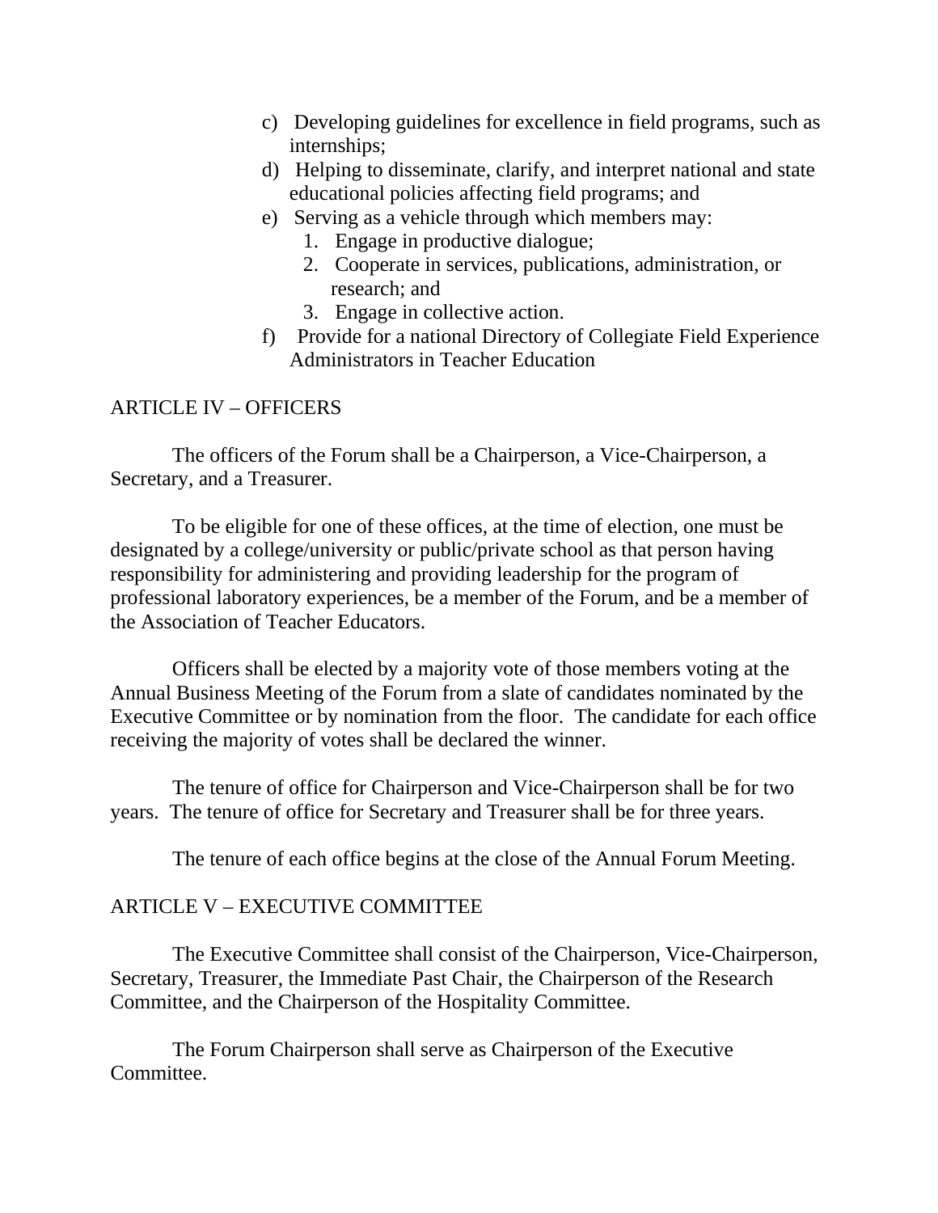c) Developing guidelines for excellence in field programs, such as internships;
d) Helping to disseminate, clarify, and interpret national and state educational policies affecting field programs; and
e) Serving as a vehicle through which members may:
    1. Engage in productive dialogue;
    2. Cooperate in services, publications, administration, or research; and
    3. Engage in collective action.
f) Provide for a national Directory of Collegiate Field Experience Administrators in Teacher Education

## ARTICLE IV – OFFICERS

The officers of the Forum shall be a Chairperson, a Vice-Chairperson, a Secretary, and a Treasurer.

To be eligible for one of these offices, at the time of election, one must be designated by a college/university or public/private school as that person having responsibility for administering and providing leadership for the program of professional laboratory experiences, be a member of the Forum, and be a member of the Association of Teacher Educators.

Officers shall be elected by a majority vote of those members voting at the Annual Business Meeting of the Forum from a slate of candidates nominated by the Executive Committee or by nomination from the floor. The candidate for each office receiving the majority of votes shall be declared the winner.

The tenure of office for Chairperson and Vice-Chairperson shall be for two years. The tenure of office for Secretary and Treasurer shall be for three years.

The tenure of each office begins at the close of the Annual Forum Meeting.

## ARTICLE V – EXECUTIVE COMMITTEE

The Executive Committee shall consist of the Chairperson, Vice-Chairperson, Secretary, Treasurer, the Immediate Past Chair, the Chairperson of the Research Committee, and the Chairperson of the Hospitality Committee.

The Forum Chairperson shall serve as Chairperson of the Executive Committee.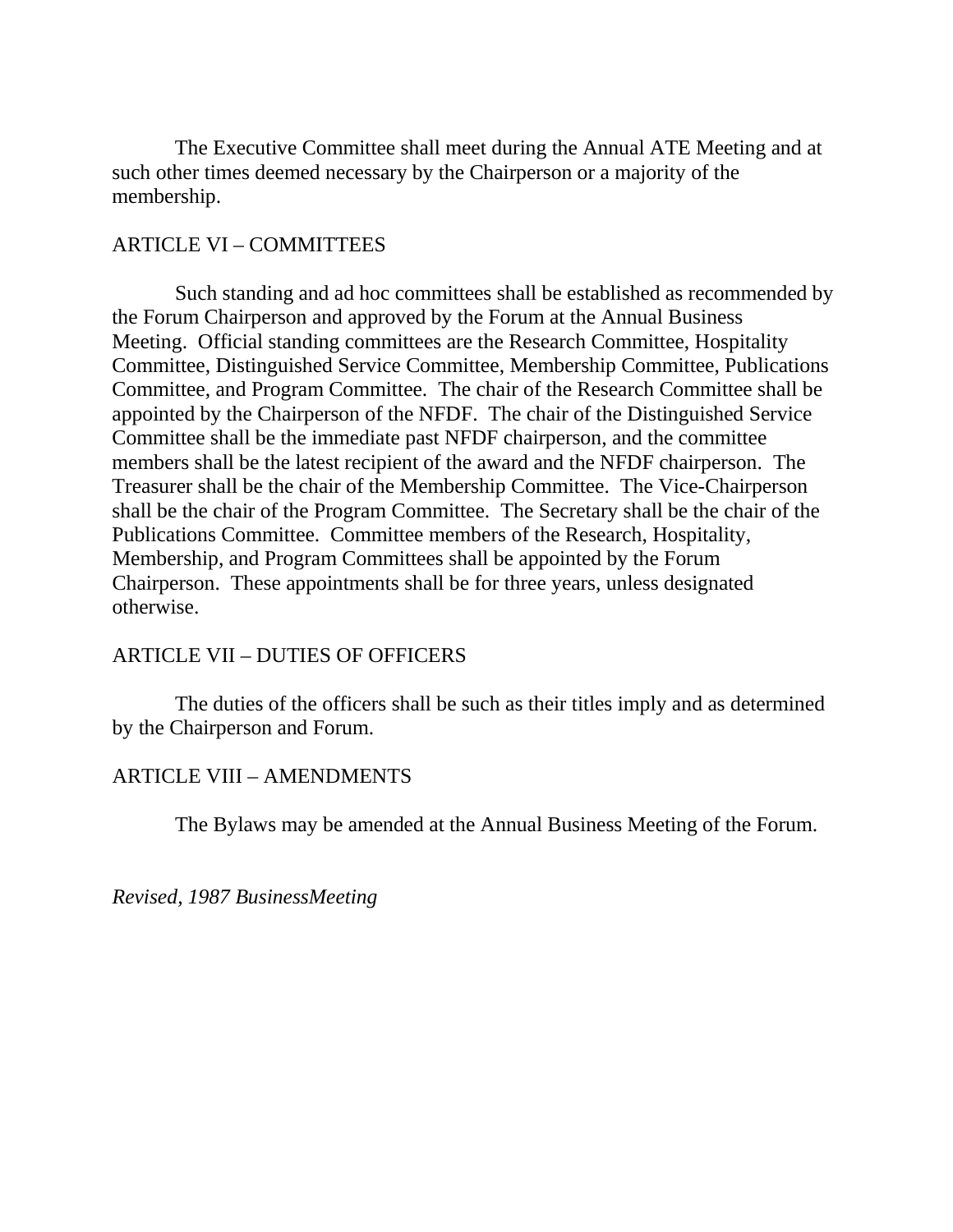The Executive Committee shall meet during the Annual ATE Meeting and at such other times deemed necessary by the Chairperson or a majority of the membership.

## ARTICLE VI – COMMITTEES

Such standing and ad hoc committees shall be established as recommended by the Forum Chairperson and approved by the Forum at the Annual Business Meeting. Official standing committees are the Research Committee, Hospitality Committee, Distinguished Service Committee, Membership Committee, Publications Committee, and Program Committee. The chair of the Research Committee shall be appointed by the Chairperson of the NFDF. The chair of the Distinguished Service Committee shall be the immediate past NFDF chairperson, and the committee members shall be the latest recipient of the award and the NFDF chairperson. The Treasurer shall be the chair of the Membership Committee. The Vice-Chairperson shall be the chair of the Program Committee. The Secretary shall be the chair of the Publications Committee. Committee members of the Research, Hospitality, Membership, and Program Committees shall be appointed by the Forum Chairperson. These appointments shall be for three years, unless designated otherwise.

## ARTICLE VII – DUTIES OF OFFICERS

The duties of the officers shall be such as their titles imply and as determined by the Chairperson and Forum.

## ARTICLE VIII – AMENDMENTS

The Bylaws may be amended at the Annual Business Meeting of the Forum.

*Revised, 1987 BusinessMeeting*